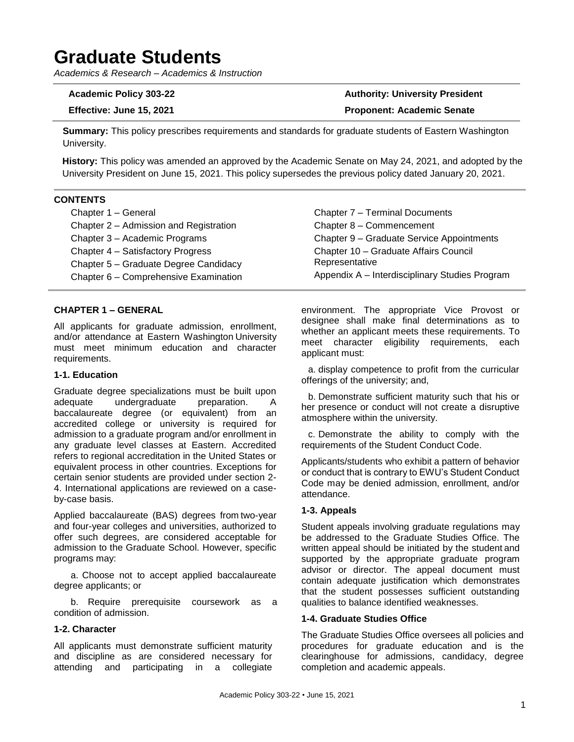# Graduate Students

*Academics & Research – Academics & Instruction*

**Academic Policy 303-22**
**Effective: June 15, 2021**

**Authority: University President**
**Proponent: Academic Senate**

**Summary:** This policy prescribes requirements and standards for graduate students of Eastern Washington University.

**History:** This policy was amended an approved by the Academic Senate on May 24, 2021, and adopted by the University President on June 15, 2021. This policy supersedes the previous policy dated January 20, 2021.

**CONTENTS**

- Chapter 1 – General
- Chapter 2 – Admission and Registration
- Chapter 3 – Academic Programs
- Chapter 4 – Satisfactory Progress
- Chapter 5 – Graduate Degree Candidacy
- Chapter 6 – Comprehensive Examination
- Chapter 7 – Terminal Documents
- Chapter 8 – Commencement
- Chapter 9 – Graduate Service Appointments
- Chapter 10 – Graduate Affairs Council Representative
- Appendix A – Interdisciplinary Studies Program

## CHAPTER 1 – GENERAL

All applicants for graduate admission, enrollment, and/or attendance at Eastern Washington University must meet minimum education and character requirements.

### 1-1. Education

Graduate degree specializations must be built upon adequate undergraduate preparation. A baccalaureate degree (or equivalent) from an accredited college or university is required for admission to a graduate program and/or enrollment in any graduate level classes at Eastern. Accredited refers to regional accreditation in the United States or equivalent process in other countries. Exceptions for certain senior students are provided under section 2-4. International applications are reviewed on a case-by-case basis.

Applied baccalaureate (BAS) degrees from two-year and four-year colleges and universities, authorized to offer such degrees, are considered acceptable for admission to the Graduate School. However, specific programs may:

a. Choose not to accept applied baccalaureate degree applicants; or

b. Require prerequisite coursework as a condition of admission.

### 1-2. Character

All applicants must demonstrate sufficient maturity and discipline as are considered necessary for attending and participating in a collegiate environment. The appropriate Vice Provost or designee shall make final determinations as to whether an applicant meets these requirements. To meet character eligibility requirements, each applicant must:

a. display competence to profit from the curricular offerings of the university; and,

b. Demonstrate sufficient maturity such that his or her presence or conduct will not create a disruptive atmosphere within the university.

c. Demonstrate the ability to comply with the requirements of the Student Conduct Code.

Applicants/students who exhibit a pattern of behavior or conduct that is contrary to EWU's Student Conduct Code may be denied admission, enrollment, and/or attendance.

### 1-3. Appeals

Student appeals involving graduate regulations may be addressed to the Graduate Studies Office. The written appeal should be initiated by the student and supported by the appropriate graduate program advisor or director. The appeal document must contain adequate justification which demonstrates that the student possesses sufficient outstanding qualities to balance identified weaknesses.

### 1-4. Graduate Studies Office

The Graduate Studies Office oversees all policies and procedures for graduate education and is the clearinghouse for admissions, candidacy, degree completion and academic appeals.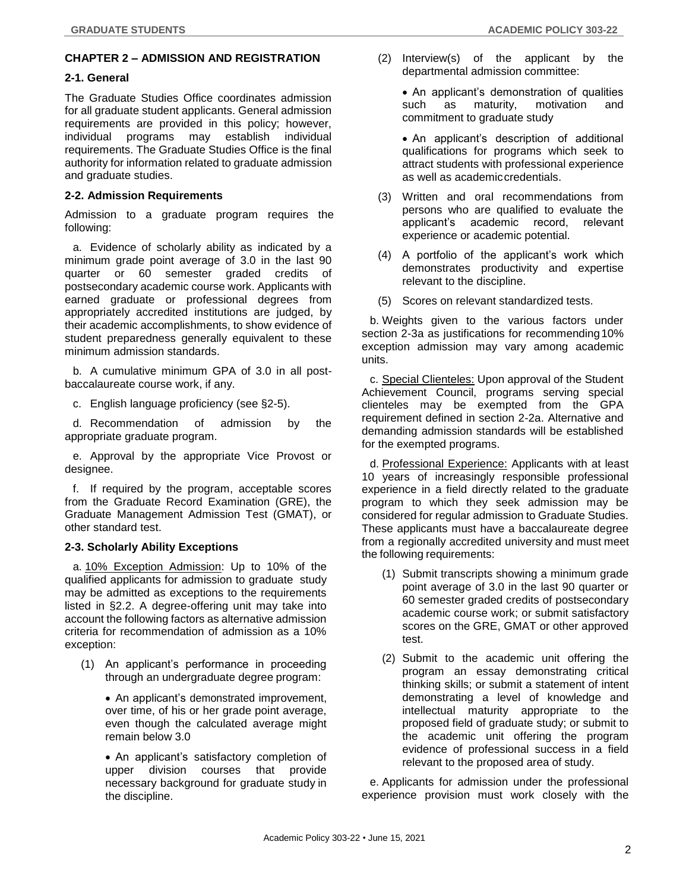## CHAPTER 2 – ADMISSION AND REGISTRATION

### 2-1. General

The Graduate Studies Office coordinates admission for all graduate student applicants. General admission requirements are provided in this policy; however, individual programs may establish individual requirements. The Graduate Studies Office is the final authority for information related to graduate admission and graduate studies.

### 2-2. Admission Requirements

Admission to a graduate program requires the following:

a. Evidence of scholarly ability as indicated by a minimum grade point average of 3.0 in the last 90 quarter or 60 semester graded credits of postsecondary academic course work. Applicants with earned graduate or professional degrees from appropriately accredited institutions are judged, by their academic accomplishments, to show evidence of student preparedness generally equivalent to these minimum admission standards.

b. A cumulative minimum GPA of 3.0 in all post-baccalaureate course work, if any.

c. English language proficiency (see §2-5).

d. Recommendation of admission by the appropriate graduate program.

e. Approval by the appropriate Vice Provost or designee.

f. If required by the program, acceptable scores from the Graduate Record Examination (GRE), the Graduate Management Admission Test (GMAT), or other standard test.

### 2-3. Scholarly Ability Exceptions

a. <u>10% Exception Admission</u>: Up to 10% of the qualified applicants for admission to graduate study may be admitted as exceptions to the requirements listed in §2.2. A degree-offering unit may take into account the following factors as alternative admission criteria for recommendation of admission as a 10% exception:

(1) An applicant's performance in proceeding through an undergraduate degree program:

- An applicant's demonstrated improvement, over time, of his or her grade point average, even though the calculated average might remain below 3.0
- An applicant's satisfactory completion of upper division courses that provide necessary background for graduate study in the discipline.

(2) Interview(s) of the applicant by the departmental admission committee:

- An applicant's demonstration of qualities such as maturity, motivation and commitment to graduate study
- An applicant's description of additional qualifications for programs which seek to attract students with professional experience as well as academic credentials.

(3) Written and oral recommendations from persons who are qualified to evaluate the applicant's academic record, relevant experience or academic potential.

(4) A portfolio of the applicant's work which demonstrates productivity and expertise relevant to the discipline.

(5) Scores on relevant standardized tests.

b. Weights given to the various factors under section 2-3a as justifications for recommending 10% exception admission may vary among academic units.

c. <u>Special Clienteles:</u> Upon approval of the Student Achievement Council, programs serving special clienteles may be exempted from the GPA requirement defined in section 2-2a. Alternative and demanding admission standards will be established for the exempted programs.

d. <u>Professional Experience:</u> Applicants with at least 10 years of increasingly responsible professional experience in a field directly related to the graduate program to which they seek admission may be considered for regular admission to Graduate Studies. These applicants must have a baccalaureate degree from a regionally accredited university and must meet the following requirements:

(1) Submit transcripts showing a minimum grade point average of 3.0 in the last 90 quarter or 60 semester graded credits of postsecondary academic course work; or submit satisfactory scores on the GRE, GMAT or other approved test.

(2) Submit to the academic unit offering the program an essay demonstrating critical thinking skills; or submit a statement of intent demonstrating a level of knowledge and intellectual maturity appropriate to the proposed field of graduate study; or submit to the academic unit offering the program evidence of professional success in a field relevant to the proposed area of study.

e. Applicants for admission under the professional experience provision must work closely with the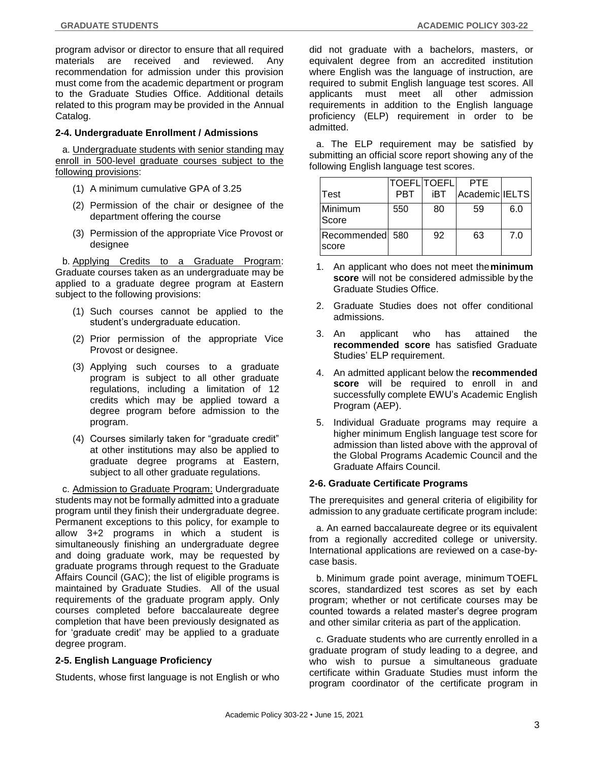program advisor or director to ensure that all required materials are received and reviewed. Any recommendation for admission under this provision must come from the academic department or program to the Graduate Studies Office. Additional details related to this program may be provided in the Annual Catalog.

### 2-4. Undergraduate Enrollment / Admissions

a. Undergraduate students with senior standing may enroll in 500-level graduate courses subject to the following provisions:

(1) A minimum cumulative GPA of 3.25

(2) Permission of the chair or designee of the department offering the course

(3) Permission of the appropriate Vice Provost or designee

b. Applying Credits to a Graduate Program: Graduate courses taken as an undergraduate may be applied to a graduate degree program at Eastern subject to the following provisions:

(1) Such courses cannot be applied to the student's undergraduate education.

(2) Prior permission of the appropriate Vice Provost or designee.

(3) Applying such courses to a graduate program is subject to all other graduate regulations, including a limitation of 12 credits which may be applied toward a degree program before admission to the program.

(4) Courses similarly taken for "graduate credit" at other institutions may also be applied to graduate degree programs at Eastern, subject to all other graduate regulations.

c. Admission to Graduate Program: Undergraduate students may not be formally admitted into a graduate program until they finish their undergraduate degree. Permanent exceptions to this policy, for example to allow 3+2 programs in which a student is simultaneously finishing an undergraduate degree and doing graduate work, may be requested by graduate programs through request to the Graduate Affairs Council (GAC); the list of eligible programs is maintained by Graduate Studies. All of the usual requirements of the graduate program apply. Only courses completed before baccalaureate degree completion that have been previously designated as for 'graduate credit' may be applied to a graduate degree program.

### 2-5. English Language Proficiency

Students, whose first language is not English or who did not graduate with a bachelors, masters, or equivalent degree from an accredited institution where English was the language of instruction, are required to submit English language test scores. All applicants must meet all other admission requirements in addition to the English language proficiency (ELP) requirement in order to be admitted.

a. The ELP requirement may be satisfied by submitting an official score report showing any of the following English language test scores.

| Test | TOEFL PBT | TOEFL iBT | PTE Academic | IELTS |
|---|---|---|---|---|
| Minimum Score | 550 | 80 | 59 | 6.0 |
| Recommended score | 580 | 92 | 63 | 7.0 |

1. An applicant who does not meet the **minimum score** will not be considered admissible by the Graduate Studies Office.
2. Graduate Studies does not offer conditional admissions.
3. An applicant who has attained the **recommended score** has satisfied Graduate Studies' ELP requirement.
4. An admitted applicant below the **recommended score** will be required to enroll in and successfully complete EWU's Academic English Program (AEP).
5. Individual Graduate programs may require a higher minimum English language test score for admission than listed above with the approval of the Global Programs Academic Council and the Graduate Affairs Council.

### 2-6. Graduate Certificate Programs

The prerequisites and general criteria of eligibility for admission to any graduate certificate program include:

a. An earned baccalaureate degree or its equivalent from a regionally accredited college or university. International applications are reviewed on a case-by-case basis.

b. Minimum grade point average, minimum TOEFL scores, standardized test scores as set by each program; whether or not certificate courses may be counted towards a related master's degree program and other similar criteria as part of the application.

c. Graduate students who are currently enrolled in a graduate program of study leading to a degree, and who wish to pursue a simultaneous graduate certificate within Graduate Studies must inform the program coordinator of the certificate program in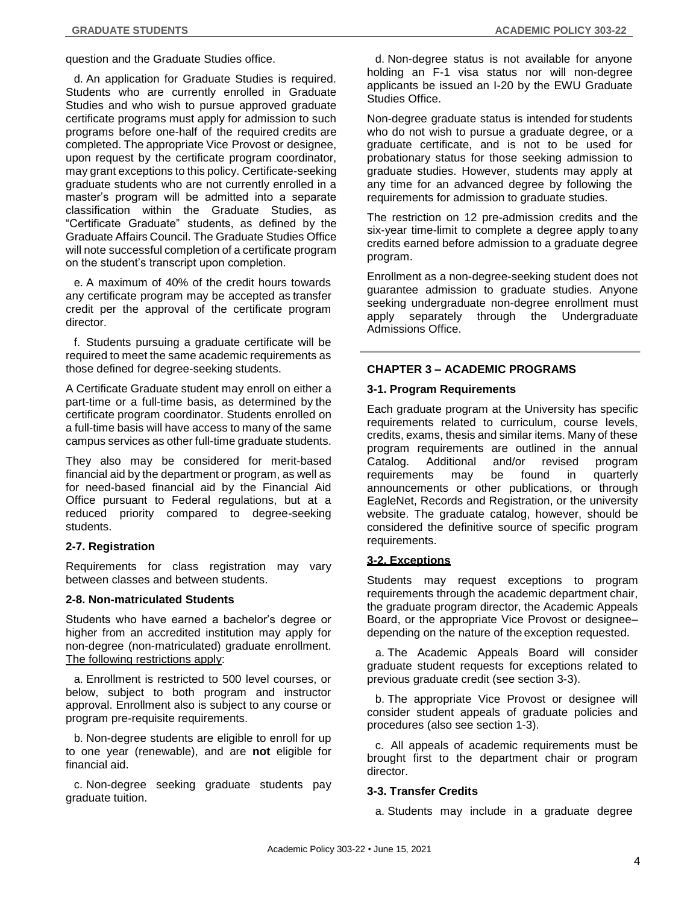question and the Graduate Studies office.

d. An application for Graduate Studies is required. Students who are currently enrolled in Graduate Studies and who wish to pursue approved graduate certificate programs must apply for admission to such programs before one-half of the required credits are completed. The appropriate Vice Provost or designee, upon request by the certificate program coordinator, may grant exceptions to this policy. Certificate-seeking graduate students who are not currently enrolled in a master's program will be admitted into a separate classification within the Graduate Studies, as "Certificate Graduate" students, as defined by the Graduate Affairs Council. The Graduate Studies Office will note successful completion of a certificate program on the student's transcript upon completion.

e. A maximum of 40% of the credit hours towards any certificate program may be accepted as transfer credit per the approval of the certificate program director.

f. Students pursuing a graduate certificate will be required to meet the same academic requirements as those defined for degree-seeking students.

A Certificate Graduate student may enroll on either a part-time or a full-time basis, as determined by the certificate program coordinator. Students enrolled on a full-time basis will have access to many of the same campus services as other full-time graduate students.

They also may be considered for merit-based financial aid by the department or program, as well as for need-based financial aid by the Financial Aid Office pursuant to Federal regulations, but at a reduced priority compared to degree-seeking students.

### 2-7. Registration

Requirements for class registration may vary between classes and between students.

### 2-8. Non-matriculated Students

Students who have earned a bachelor's degree or higher from an accredited institution may apply for non-degree (non-matriculated) graduate enrollment. <u>The following restrictions apply</u>:

a. Enrollment is restricted to 500 level courses, or below, subject to both program and instructor approval. Enrollment also is subject to any course or program pre-requisite requirements.

b. Non-degree students are eligible to enroll for up to one year (renewable), and are **not** eligible for financial aid.

c. Non-degree seeking graduate students pay graduate tuition.

d. Non-degree status is not available for anyone holding an F-1 visa status nor will non-degree applicants be issued an I-20 by the EWU Graduate Studies Office.

Non-degree graduate status is intended for students who do not wish to pursue a graduate degree, or a graduate certificate, and is not to be used for probationary status for those seeking admission to graduate studies. However, students may apply at any time for an advanced degree by following the requirements for admission to graduate studies.

The restriction on 12 pre-admission credits and the six-year time-limit to complete a degree apply to any credits earned before admission to a graduate degree program.

Enrollment as a non-degree-seeking student does not guarantee admission to graduate studies. Anyone seeking undergraduate non-degree enrollment must apply separately through the Undergraduate Admissions Office.

## CHAPTER 3 – ACADEMIC PROGRAMS

### 3-1. Program Requirements

Each graduate program at the University has specific requirements related to curriculum, course levels, credits, exams, thesis and similar items. Many of these program requirements are outlined in the annual Catalog. Additional and/or revised program requirements may be found in quarterly announcements or other publications, or through EagleNet, Records and Registration, or the university website. The graduate catalog, however, should be considered the definitive source of specific program requirements.

### <u>3-2. Exceptions</u>

Students may request exceptions to program requirements through the academic department chair, the graduate program director, the Academic Appeals Board, or the appropriate Vice Provost or designee– depending on the nature of the exception requested.

a. The Academic Appeals Board will consider graduate student requests for exceptions related to previous graduate credit (see section 3-3).

b. The appropriate Vice Provost or designee will consider student appeals of graduate policies and procedures (also see section 1-3).

c. All appeals of academic requirements must be brought first to the department chair or program director.

### 3-3. Transfer Credits

a. Students may include in a graduate degree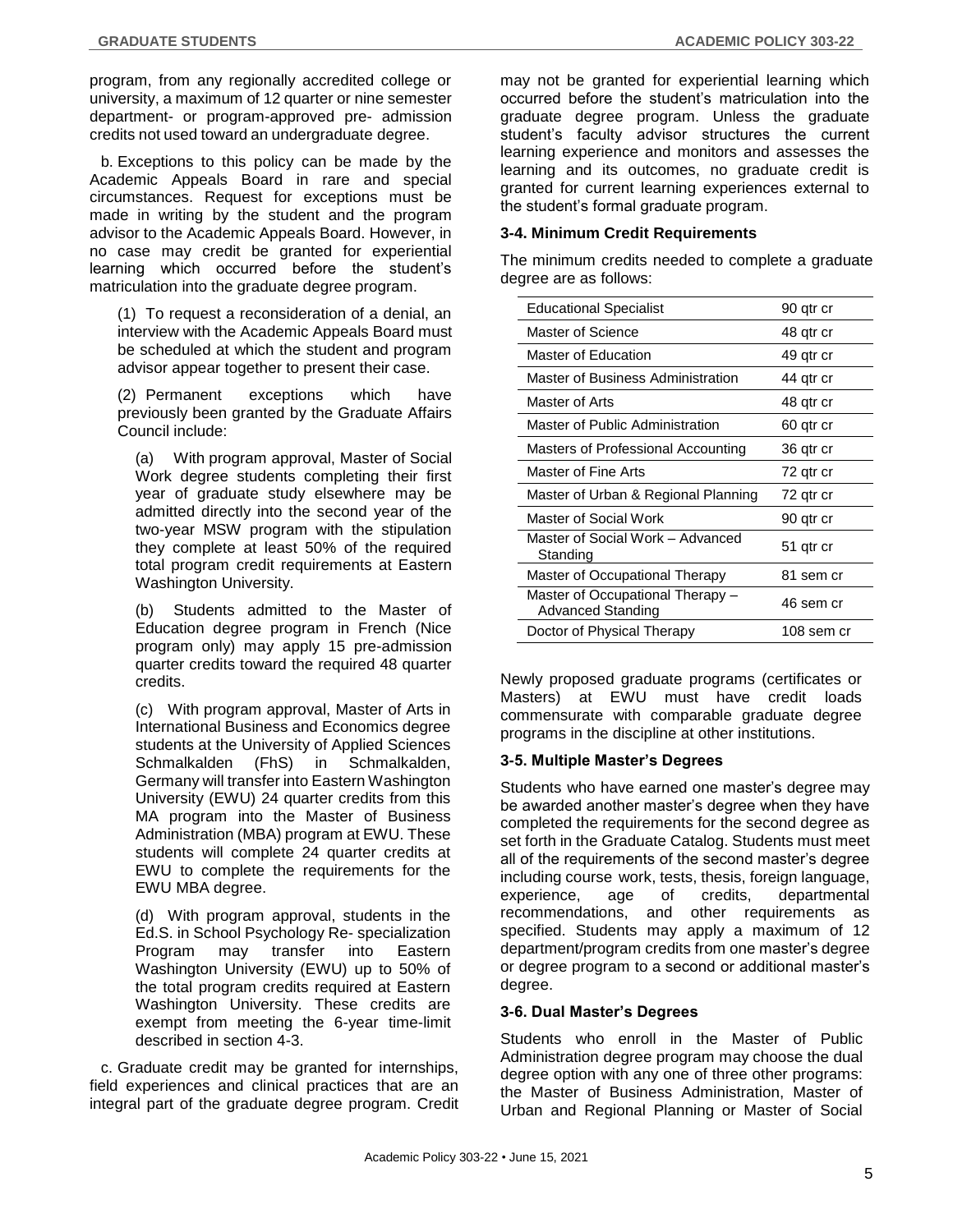program, from any regionally accredited college or university, a maximum of 12 quarter or nine semester department- or program-approved pre- admission credits not used toward an undergraduate degree.

b. Exceptions to this policy can be made by the Academic Appeals Board in rare and special circumstances. Request for exceptions must be made in writing by the student and the program advisor to the Academic Appeals Board. However, in no case may credit be granted for experiential learning which occurred before the student's matriculation into the graduate degree program.

(1) To request a reconsideration of a denial, an interview with the Academic Appeals Board must be scheduled at which the student and program advisor appear together to present their case.

(2) Permanent exceptions which have previously been granted by the Graduate Affairs Council include:

(a) With program approval, Master of Social Work degree students completing their first year of graduate study elsewhere may be admitted directly into the second year of the two-year MSW program with the stipulation they complete at least 50% of the required total program credit requirements at Eastern Washington University.

(b) Students admitted to the Master of Education degree program in French (Nice program only) may apply 15 pre-admission quarter credits toward the required 48 quarter credits.

(c) With program approval, Master of Arts in International Business and Economics degree students at the University of Applied Sciences Schmalkalden (FhS) in Schmalkalden, Germany will transfer into Eastern Washington University (EWU) 24 quarter credits from this MA program into the Master of Business Administration (MBA) program at EWU. These students will complete 24 quarter credits at EWU to complete the requirements for the EWU MBA degree.

(d) With program approval, students in the Ed.S. in School Psychology Re- specialization Program may transfer into Eastern Washington University (EWU) up to 50% of the total program credits required at Eastern Washington University. These credits are exempt from meeting the 6-year time-limit described in section 4-3.

c. Graduate credit may be granted for internships, field experiences and clinical practices that are an integral part of the graduate degree program. Credit may not be granted for experiential learning which occurred before the student's matriculation into the graduate degree program. Unless the graduate student's faculty advisor structures the current learning experience and monitors and assesses the learning and its outcomes, no graduate credit is granted for current learning experiences external to the student's formal graduate program.

### 3-4. Minimum Credit Requirements

The minimum credits needed to complete a graduate degree are as follows:

| Degree | Credits |
|---|---|
| Educational Specialist | 90 qtr cr |
| Master of Science | 48 qtr cr |
| Master of Education | 49 qtr cr |
| Master of Business Administration | 44 qtr cr |
| Master of Arts | 48 qtr cr |
| Master of Public Administration | 60 qtr cr |
| Masters of Professional Accounting | 36 qtr cr |
| Master of Fine Arts | 72 qtr cr |
| Master of Urban & Regional Planning | 72 qtr cr |
| Master of Social Work | 90 qtr cr |
| Master of Social Work – Advanced Standing | 51 qtr cr |
| Master of Occupational Therapy | 81 sem cr |
| Master of Occupational Therapy – Advanced Standing | 46 sem cr |
| Doctor of Physical Therapy | 108 sem cr |

Newly proposed graduate programs (certificates or Masters) at EWU must have credit loads commensurate with comparable graduate degree programs in the discipline at other institutions.

### 3-5. Multiple Master's Degrees

Students who have earned one master's degree may be awarded another master's degree when they have completed the requirements for the second degree as set forth in the Graduate Catalog. Students must meet all of the requirements of the second master's degree including course work, tests, thesis, foreign language, experience, age of credits, departmental recommendations, and other requirements as specified. Students may apply a maximum of 12 department/program credits from one master's degree or degree program to a second or additional master's degree.

### 3-6. Dual Master's Degrees

Students who enroll in the Master of Public Administration degree program may choose the dual degree option with any one of three other programs: the Master of Business Administration, Master of Urban and Regional Planning or Master of Social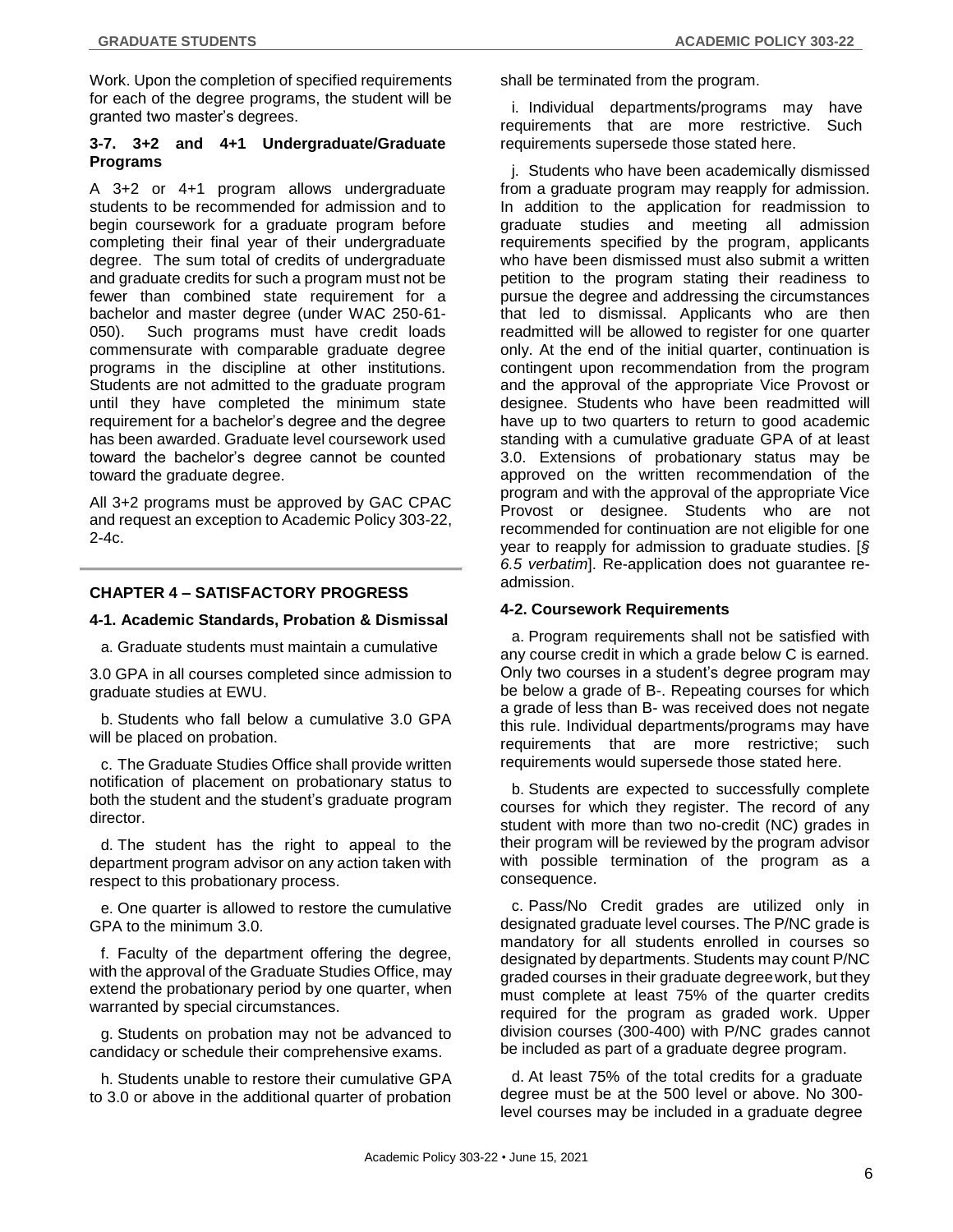Work. Upon the completion of specified requirements for each of the degree programs, the student will be granted two master's degrees.

### 3-7. 3+2 and 4+1 Undergraduate/Graduate Programs

A 3+2 or 4+1 program allows undergraduate students to be recommended for admission and to begin coursework for a graduate program before completing their final year of their undergraduate degree. The sum total of credits of undergraduate and graduate credits for such a program must not be fewer than combined state requirement for a bachelor and master degree (under WAC 250-61-050). Such programs must have credit loads commensurate with comparable graduate degree programs in the discipline at other institutions. Students are not admitted to the graduate program until they have completed the minimum state requirement for a bachelor's degree and the degree has been awarded. Graduate level coursework used toward the bachelor's degree cannot be counted toward the graduate degree.

All 3+2 programs must be approved by GAC CPAC and request an exception to Academic Policy 303-22, 2-4c.

## CHAPTER 4 – SATISFACTORY PROGRESS

### 4-1. Academic Standards, Probation & Dismissal

a. Graduate students must maintain a cumulative 3.0 GPA in all courses completed since admission to graduate studies at EWU.

b. Students who fall below a cumulative 3.0 GPA will be placed on probation.

c. The Graduate Studies Office shall provide written notification of placement on probationary status to both the student and the student's graduate program director.

d. The student has the right to appeal to the department program advisor on any action taken with respect to this probationary process.

e. One quarter is allowed to restore the cumulative GPA to the minimum 3.0.

f. Faculty of the department offering the degree, with the approval of the Graduate Studies Office, may extend the probationary period by one quarter, when warranted by special circumstances.

g. Students on probation may not be advanced to candidacy or schedule their comprehensive exams.

h. Students unable to restore their cumulative GPA to 3.0 or above in the additional quarter of probation shall be terminated from the program.

i. Individual departments/programs may have requirements that are more restrictive. Such requirements supersede those stated here.

j. Students who have been academically dismissed from a graduate program may reapply for admission. In addition to the application for readmission to graduate studies and meeting all admission requirements specified by the program, applicants who have been dismissed must also submit a written petition to the program stating their readiness to pursue the degree and addressing the circumstances that led to dismissal. Applicants who are then readmitted will be allowed to register for one quarter only. At the end of the initial quarter, continuation is contingent upon recommendation from the program and the approval of the appropriate Vice Provost or designee. Students who have been readmitted will have up to two quarters to return to good academic standing with a cumulative graduate GPA of at least 3.0. Extensions of probationary status may be approved on the written recommendation of the program and with the approval of the appropriate Vice Provost or designee. Students who are not recommended for continuation are not eligible for one year to reapply for admission to graduate studies. [*§ 6.5 verbatim*]. Re-application does not guarantee re-admission.

### 4-2. Coursework Requirements

a. Program requirements shall not be satisfied with any course credit in which a grade below C is earned. Only two courses in a student's degree program may be below a grade of B-. Repeating courses for which a grade of less than B- was received does not negate this rule. Individual departments/programs may have requirements that are more restrictive; such requirements would supersede those stated here.

b. Students are expected to successfully complete courses for which they register. The record of any student with more than two no-credit (NC) grades in their program will be reviewed by the program advisor with possible termination of the program as a consequence.

c. Pass/No Credit grades are utilized only in designated graduate level courses. The P/NC grade is mandatory for all students enrolled in courses so designated by departments. Students may count P/NC graded courses in their graduate degree work, but they must complete at least 75% of the quarter credits required for the program as graded work. Upper division courses (300-400) with P/NC grades cannot be included as part of a graduate degree program.

d. At least 75% of the total credits for a graduate degree must be at the 500 level or above. No 300-level courses may be included in a graduate degree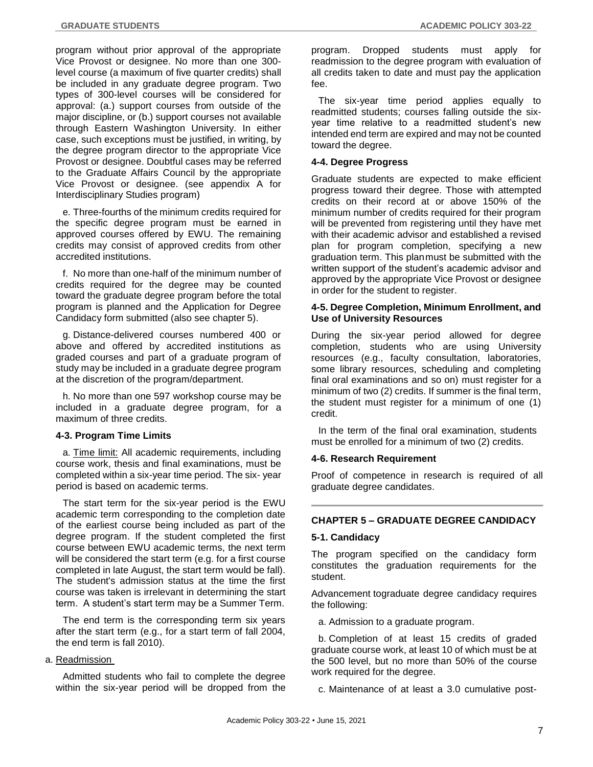program without prior approval of the appropriate Vice Provost or designee. No more than one 300-level course (a maximum of five quarter credits) shall be included in any graduate degree program. Two types of 300-level courses will be considered for approval: (a.) support courses from outside of the major discipline, or (b.) support courses not available through Eastern Washington University. In either case, such exceptions must be justified, in writing, by the degree program director to the appropriate Vice Provost or designee. Doubtful cases may be referred to the Graduate Affairs Council by the appropriate Vice Provost or designee. (see appendix A for Interdisciplinary Studies program)

e. Three-fourths of the minimum credits required for the specific degree program must be earned in approved courses offered by EWU. The remaining credits may consist of approved credits from other accredited institutions.

f. No more than one-half of the minimum number of credits required for the degree may be counted toward the graduate degree program before the total program is planned and the Application for Degree Candidacy form submitted (also see chapter 5).

g. Distance-delivered courses numbered 400 or above and offered by accredited institutions as graded courses and part of a graduate program of study may be included in a graduate degree program at the discretion of the program/department.

h. No more than one 597 workshop course may be included in a graduate degree program, for a maximum of three credits.

### 4-3. Program Time Limits

a. Time limit: All academic requirements, including course work, thesis and final examinations, must be completed within a six-year time period. The six- year period is based on academic terms.

The start term for the six-year period is the EWU academic term corresponding to the completion date of the earliest course being included as part of the degree program. If the student completed the first course between EWU academic terms, the next term will be considered the start term (e.g. for a first course completed in late August, the start term would be fall). The student's admission status at the time the first course was taken is irrelevant in determining the start term. A student's start term may be a Summer Term.

The end term is the corresponding term six years after the start term (e.g., for a start term of fall 2004, the end term is fall 2010).

a. Readmission

Admitted students who fail to complete the degree within the six-year period will be dropped from the program. Dropped students must apply for readmission to the degree program with evaluation of all credits taken to date and must pay the application fee.

The six-year time period applies equally to readmitted students; courses falling outside the six-year time relative to a readmitted student's new intended end term are expired and may not be counted toward the degree.

### 4-4. Degree Progress

Graduate students are expected to make efficient progress toward their degree. Those with attempted credits on their record at or above 150% of the minimum number of credits required for their program will be prevented from registering until they have met with their academic advisor and established a revised plan for program completion, specifying a new graduation term. This plan must be submitted with the written support of the student's academic advisor and approved by the appropriate Vice Provost or designee in order for the student to register.

### 4-5. Degree Completion, Minimum Enrollment, and Use of University Resources

During the six-year period allowed for degree completion, students who are using University resources (e.g., faculty consultation, laboratories, some library resources, scheduling and completing final oral examinations and so on) must register for a minimum of two (2) credits. If summer is the final term, the student must register for a minimum of one (1) credit.

In the term of the final oral examination, students must be enrolled for a minimum of two (2) credits.

### 4-6. Research Requirement

Proof of competence in research is required of all graduate degree candidates.

---

## CHAPTER 5 – GRADUATE DEGREE CANDIDACY

### 5-1. Candidacy

The program specified on the candidacy form constitutes the graduation requirements for the student.

Advancement to graduate degree candidacy requires the following:

a. Admission to a graduate program.

b. Completion of at least 15 credits of graded graduate course work, at least 10 of which must be at the 500 level, but no more than 50% of the course work required for the degree.

c. Maintenance of at least a 3.0 cumulative post-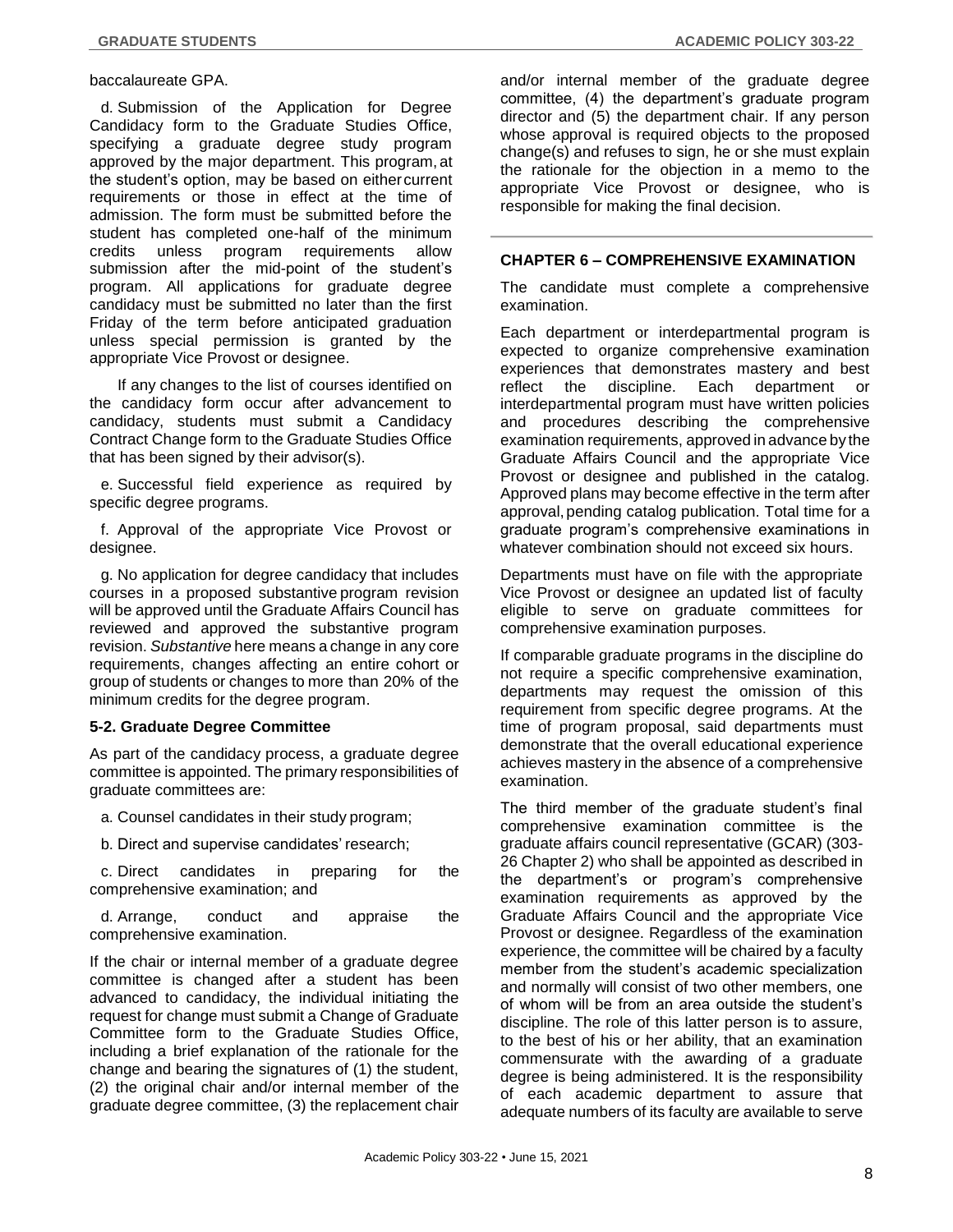baccalaureate GPA.

d. Submission of the Application for Degree Candidacy form to the Graduate Studies Office, specifying a graduate degree study program approved by the major department. This program, at the student's option, may be based on either current requirements or those in effect at the time of admission. The form must be submitted before the student has completed one-half of the minimum credits unless program requirements allow submission after the mid-point of the student's program. All applications for graduate degree candidacy must be submitted no later than the first Friday of the term before anticipated graduation unless special permission is granted by the appropriate Vice Provost or designee.

If any changes to the list of courses identified on the candidacy form occur after advancement to candidacy, students must submit a Candidacy Contract Change form to the Graduate Studies Office that has been signed by their advisor(s).

e. Successful field experience as required by specific degree programs.

f. Approval of the appropriate Vice Provost or designee.

g. No application for degree candidacy that includes courses in a proposed substantive program revision will be approved until the Graduate Affairs Council has reviewed and approved the substantive program revision. *Substantive* here means a change in any core requirements, changes affecting an entire cohort or group of students or changes to more than 20% of the minimum credits for the degree program.

**5-2. Graduate Degree Committee**

As part of the candidacy process, a graduate degree committee is appointed. The primary responsibilities of graduate committees are:

a. Counsel candidates in their study program;

b. Direct and supervise candidates' research;

c. Direct candidates in preparing for the comprehensive examination; and

d. Arrange, conduct and appraise the comprehensive examination.

If the chair or internal member of a graduate degree committee is changed after a student has been advanced to candidacy, the individual initiating the request for change must submit a Change of Graduate Committee form to the Graduate Studies Office, including a brief explanation of the rationale for the change and bearing the signatures of (1) the student, (2) the original chair and/or internal member of the graduate degree committee, (3) the replacement chair and/or internal member of the graduate degree committee, (4) the department's graduate program director and (5) the department chair. If any person whose approval is required objects to the proposed change(s) and refuses to sign, he or she must explain the rationale for the objection in a memo to the appropriate Vice Provost or designee, who is responsible for making the final decision.

## CHAPTER 6 – COMPREHENSIVE EXAMINATION

The candidate must complete a comprehensive examination.

Each department or interdepartmental program is expected to organize comprehensive examination experiences that demonstrates mastery and best reflect the discipline. Each department or interdepartmental program must have written policies and procedures describing the comprehensive examination requirements, approved in advance by the Graduate Affairs Council and the appropriate Vice Provost or designee and published in the catalog. Approved plans may become effective in the term after approval, pending catalog publication. Total time for a graduate program's comprehensive examinations in whatever combination should not exceed six hours.

Departments must have on file with the appropriate Vice Provost or designee an updated list of faculty eligible to serve on graduate committees for comprehensive examination purposes.

If comparable graduate programs in the discipline do not require a specific comprehensive examination, departments may request the omission of this requirement from specific degree programs. At the time of program proposal, said departments must demonstrate that the overall educational experience achieves mastery in the absence of a comprehensive examination.

The third member of the graduate student's final comprehensive examination committee is the graduate affairs council representative (GCAR) (303-26 Chapter 2) who shall be appointed as described in the department's or program's comprehensive examination requirements as approved by the Graduate Affairs Council and the appropriate Vice Provost or designee. Regardless of the examination experience, the committee will be chaired by a faculty member from the student's academic specialization and normally will consist of two other members, one of whom will be from an area outside the student's discipline. The role of this latter person is to assure, to the best of his or her ability, that an examination commensurate with the awarding of a graduate degree is being administered. It is the responsibility of each academic department to assure that adequate numbers of its faculty are available to serve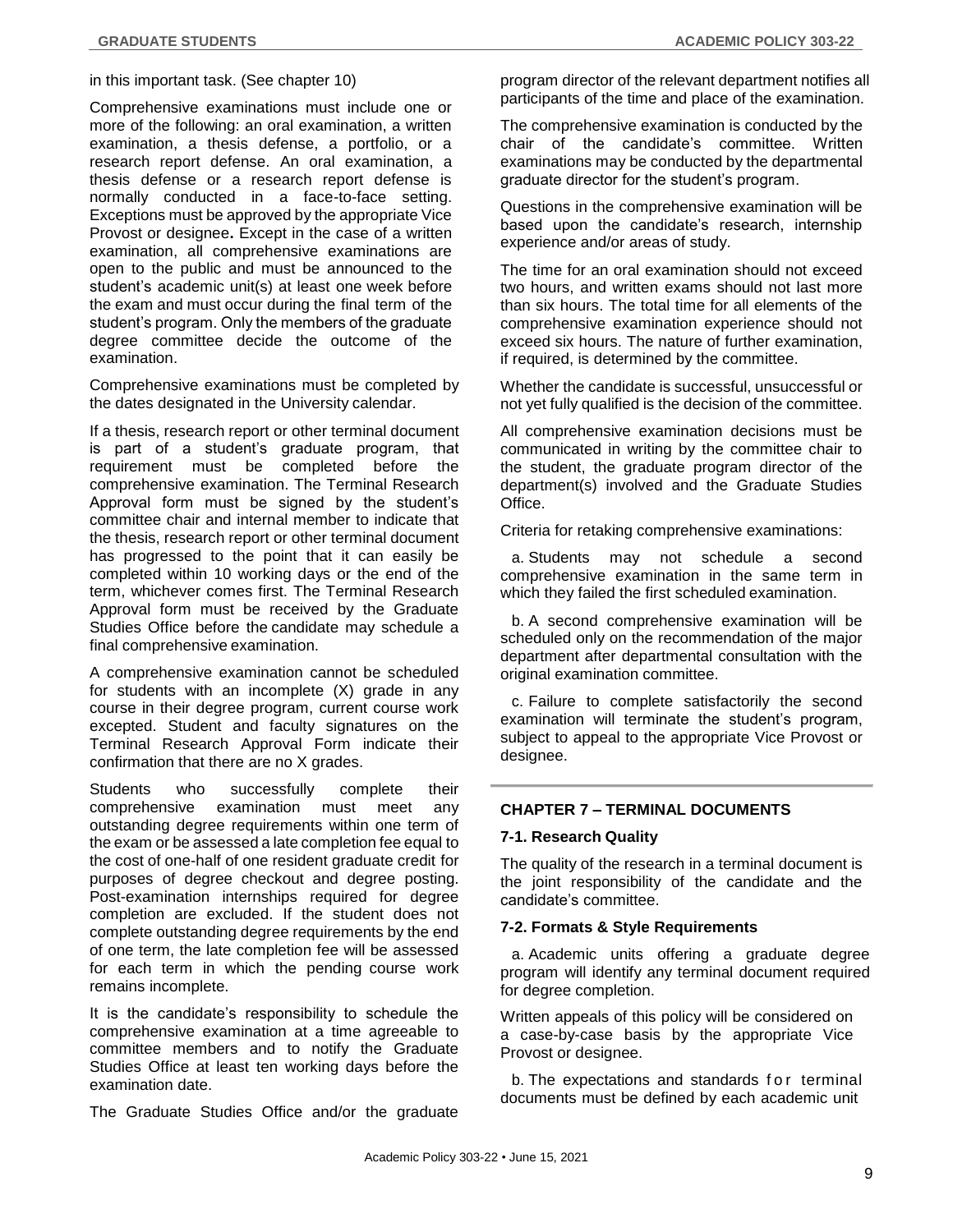in this important task. (See chapter 10)

Comprehensive examinations must include one or more of the following: an oral examination, a written examination, a thesis defense, a portfolio, or a research report defense. An oral examination, a thesis defense or a research report defense is normally conducted in a face-to-face setting. Exceptions must be approved by the appropriate Vice Provost or designee**.** Except in the case of a written examination, all comprehensive examinations are open to the public and must be announced to the student's academic unit(s) at least one week before the exam and must occur during the final term of the student's program. Only the members of the graduate degree committee decide the outcome of the examination.

Comprehensive examinations must be completed by the dates designated in the University calendar.

If a thesis, research report or other terminal document is part of a student's graduate program, that requirement must be completed before the comprehensive examination. The Terminal Research Approval form must be signed by the student's committee chair and internal member to indicate that the thesis, research report or other terminal document has progressed to the point that it can easily be completed within 10 working days or the end of the term, whichever comes first. The Terminal Research Approval form must be received by the Graduate Studies Office before the candidate may schedule a final comprehensive examination.

A comprehensive examination cannot be scheduled for students with an incomplete (X) grade in any course in their degree program, current course work excepted. Student and faculty signatures on the Terminal Research Approval Form indicate their confirmation that there are no X grades.

Students who successfully complete their comprehensive examination must meet any outstanding degree requirements within one term of the exam or be assessed a late completion fee equal to the cost of one-half of one resident graduate credit for purposes of degree checkout and degree posting. Post-examination internships required for degree completion are excluded. If the student does not complete outstanding degree requirements by the end of one term, the late completion fee will be assessed for each term in which the pending course work remains incomplete.

It is the candidate's responsibility to schedule the comprehensive examination at a time agreeable to committee members and to notify the Graduate Studies Office at least ten working days before the examination date.

The Graduate Studies Office and/or the graduate program director of the relevant department notifies all participants of the time and place of the examination.

The comprehensive examination is conducted by the chair of the candidate's committee. Written examinations may be conducted by the departmental graduate director for the student's program.

Questions in the comprehensive examination will be based upon the candidate's research, internship experience and/or areas of study.

The time for an oral examination should not exceed two hours, and written exams should not last more than six hours. The total time for all elements of the comprehensive examination experience should not exceed six hours. The nature of further examination, if required, is determined by the committee.

Whether the candidate is successful, unsuccessful or not yet fully qualified is the decision of the committee.

All comprehensive examination decisions must be communicated in writing by the committee chair to the student, the graduate program director of the department(s) involved and the Graduate Studies Office.

Criteria for retaking comprehensive examinations:

a. Students may not schedule a second comprehensive examination in the same term in which they failed the first scheduled examination.

b. A second comprehensive examination will be scheduled only on the recommendation of the major department after departmental consultation with the original examination committee.

c. Failure to complete satisfactorily the second examination will terminate the student's program, subject to appeal to the appropriate Vice Provost or designee.

## CHAPTER 7 – TERMINAL DOCUMENTS

### 7-1. Research Quality

The quality of the research in a terminal document is the joint responsibility of the candidate and the candidate's committee.

### 7-2. Formats & Style Requirements

a. Academic units offering a graduate degree program will identify any terminal document required for degree completion.

Written appeals of this policy will be considered on a case-by-case basis by the appropriate Vice Provost or designee.

b. The expectations and standards for terminal documents must be defined by each academic unit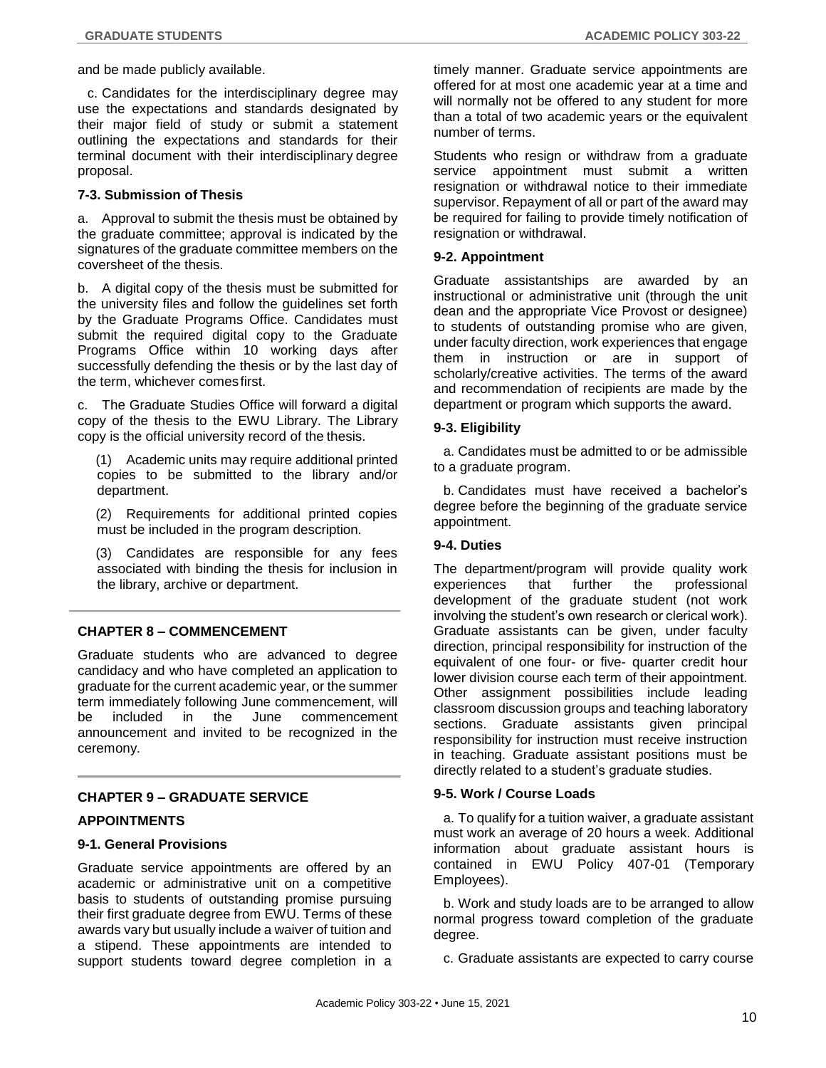and be made publicly available.

c. Candidates for the interdisciplinary degree may use the expectations and standards designated by their major field of study or submit a statement outlining the expectations and standards for their terminal document with their interdisciplinary degree proposal.

### 7-3. Submission of Thesis

a. Approval to submit the thesis must be obtained by the graduate committee; approval is indicated by the signatures of the graduate committee members on the coversheet of the thesis.

b. A digital copy of the thesis must be submitted for the university files and follow the guidelines set forth by the Graduate Programs Office. Candidates must submit the required digital copy to the Graduate Programs Office within 10 working days after successfully defending the thesis or by the last day of the term, whichever comes first.

c. The Graduate Studies Office will forward a digital copy of the thesis to the EWU Library. The Library copy is the official university record of the thesis.

(1) Academic units may require additional printed copies to be submitted to the library and/or department.

(2) Requirements for additional printed copies must be included in the program description.

(3) Candidates are responsible for any fees associated with binding the thesis for inclusion in the library, archive or department.

## CHAPTER 8 – COMMENCEMENT

Graduate students who are advanced to degree candidacy and who have completed an application to graduate for the current academic year, or the summer term immediately following June commencement, will be included in the June commencement announcement and invited to be recognized in the ceremony.

## CHAPTER 9 – GRADUATE SERVICE APPOINTMENTS

### 9-1. General Provisions

Graduate service appointments are offered by an academic or administrative unit on a competitive basis to students of outstanding promise pursuing their first graduate degree from EWU. Terms of these awards vary but usually include a waiver of tuition and a stipend. These appointments are intended to support students toward degree completion in a timely manner. Graduate service appointments are offered for at most one academic year at a time and will normally not be offered to any student for more than a total of two academic years or the equivalent number of terms.

Students who resign or withdraw from a graduate service appointment must submit a written resignation or withdrawal notice to their immediate supervisor. Repayment of all or part of the award may be required for failing to provide timely notification of resignation or withdrawal.

### 9-2. Appointment

Graduate assistantships are awarded by an instructional or administrative unit (through the unit dean and the appropriate Vice Provost or designee) to students of outstanding promise who are given, under faculty direction, work experiences that engage them in instruction or are in support of scholarly/creative activities. The terms of the award and recommendation of recipients are made by the department or program which supports the award.

### 9-3. Eligibility

a. Candidates must be admitted to or be admissible to a graduate program.

b. Candidates must have received a bachelor's degree before the beginning of the graduate service appointment.

### 9-4. Duties

The department/program will provide quality work experiences that further the professional development of the graduate student (not work involving the student's own research or clerical work). Graduate assistants can be given, under faculty direction, principal responsibility for instruction of the equivalent of one four- or five- quarter credit hour lower division course each term of their appointment. Other assignment possibilities include leading classroom discussion groups and teaching laboratory sections. Graduate assistants given principal responsibility for instruction must receive instruction in teaching. Graduate assistant positions must be directly related to a student's graduate studies.

### 9-5. Work / Course Loads

a. To qualify for a tuition waiver, a graduate assistant must work an average of 20 hours a week. Additional information about graduate assistant hours is contained in EWU Policy 407-01 (Temporary Employees).

b. Work and study loads are to be arranged to allow normal progress toward completion of the graduate degree.

c. Graduate assistants are expected to carry course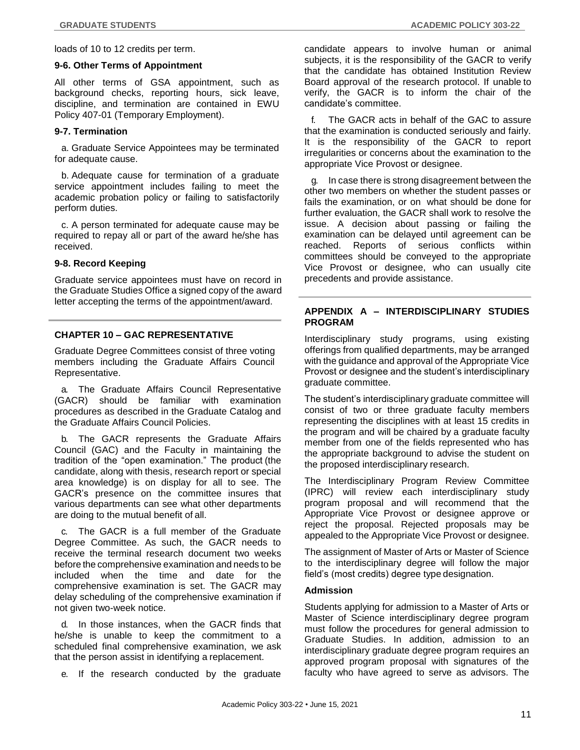loads of 10 to 12 credits per term.

### 9-6. Other Terms of Appointment

All other terms of GSA appointment, such as background checks, reporting hours, sick leave, discipline, and termination are contained in EWU Policy 407-01 (Temporary Employment).

### 9-7. Termination

a. Graduate Service Appointees may be terminated for adequate cause.

b. Adequate cause for termination of a graduate service appointment includes failing to meet the academic probation policy or failing to satisfactorily perform duties.

c. A person terminated for adequate cause may be required to repay all or part of the award he/she has received.

### 9-8. Record Keeping

Graduate service appointees must have on record in the Graduate Studies Office a signed copy of the award letter accepting the terms of the appointment/award.

## CHAPTER 10 – GAC REPRESENTATIVE

Graduate Degree Committees consist of three voting members including the Graduate Affairs Council Representative.

a. The Graduate Affairs Council Representative (GACR) should be familiar with examination procedures as described in the Graduate Catalog and the Graduate Affairs Council Policies.

b. The GACR represents the Graduate Affairs Council (GAC) and the Faculty in maintaining the tradition of the "open examination." The product (the candidate, along with thesis, research report or special area knowledge) is on display for all to see. The GACR's presence on the committee insures that various departments can see what other departments are doing to the mutual benefit of all.

c. The GACR is a full member of the Graduate Degree Committee. As such, the GACR needs to receive the terminal research document two weeks before the comprehensive examination and needs to be included when the time and date for the comprehensive examination is set. The GACR may delay scheduling of the comprehensive examination if not given two-week notice.

d. In those instances, when the GACR finds that he/she is unable to keep the commitment to a scheduled final comprehensive examination, we ask that the person assist in identifying a replacement.

e. If the research conducted by the graduate candidate appears to involve human or animal subjects, it is the responsibility of the GACR to verify that the candidate has obtained Institution Review Board approval of the research protocol. If unable to verify, the GACR is to inform the chair of the candidate's committee.

f. The GACR acts in behalf of the GAC to assure that the examination is conducted seriously and fairly. It is the responsibility of the GACR to report irregularities or concerns about the examination to the appropriate Vice Provost or designee.

g. In case there is strong disagreement between the other two members on whether the student passes or fails the examination, or on what should be done for further evaluation, the GACR shall work to resolve the issue. A decision about passing or failing the examination can be delayed until agreement can be reached. Reports of serious conflicts within committees should be conveyed to the appropriate Vice Provost or designee, who can usually cite precedents and provide assistance.

## APPENDIX A – INTERDISCIPLINARY STUDIES PROGRAM

Interdisciplinary study programs, using existing offerings from qualified departments, may be arranged with the guidance and approval of the Appropriate Vice Provost or designee and the student's interdisciplinary graduate committee.

The student's interdisciplinary graduate committee will consist of two or three graduate faculty members representing the disciplines with at least 15 credits in the program and will be chaired by a graduate faculty member from one of the fields represented who has the appropriate background to advise the student on the proposed interdisciplinary research.

The Interdisciplinary Program Review Committee (IPRC) will review each interdisciplinary study program proposal and will recommend that the Appropriate Vice Provost or designee approve or reject the proposal. Rejected proposals may be appealed to the Appropriate Vice Provost or designee.

The assignment of Master of Arts or Master of Science to the interdisciplinary degree will follow the major field's (most credits) degree type designation.

### Admission

Students applying for admission to a Master of Arts or Master of Science interdisciplinary degree program must follow the procedures for general admission to Graduate Studies. In addition, admission to an interdisciplinary graduate degree program requires an approved program proposal with signatures of the faculty who have agreed to serve as advisors. The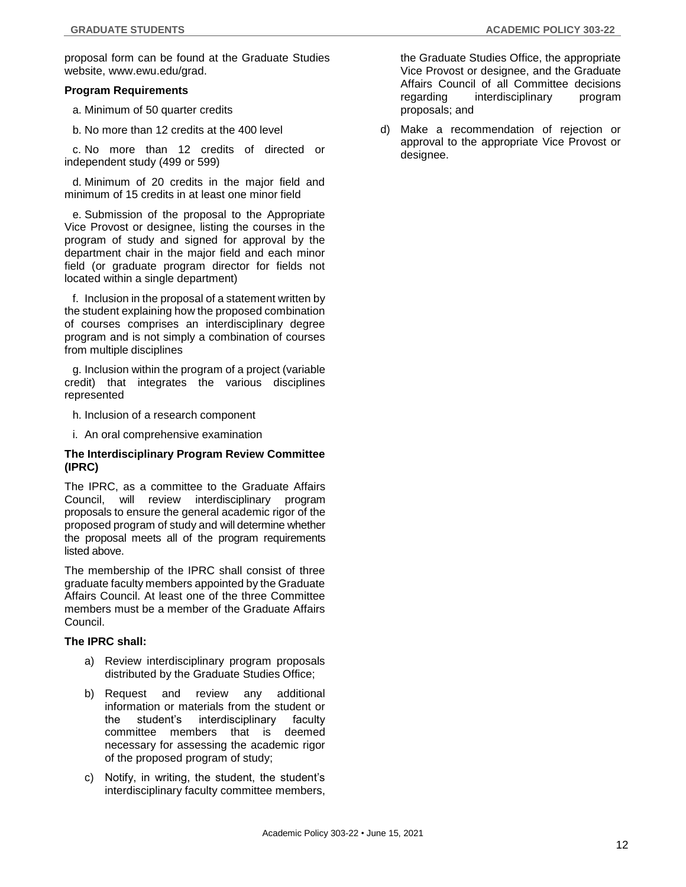proposal form can be found at the Graduate Studies website, www.ewu.edu/grad.

**Program Requirements**

a. Minimum of 50 quarter credits

b. No more than 12 credits at the 400 level

c. No more than 12 credits of directed or independent study (499 or 599)

d. Minimum of 20 credits in the major field and minimum of 15 credits in at least one minor field

e. Submission of the proposal to the Appropriate Vice Provost or designee, listing the courses in the program of study and signed for approval by the department chair in the major field and each minor field (or graduate program director for fields not located within a single department)

f. Inclusion in the proposal of a statement written by the student explaining how the proposed combination of courses comprises an interdisciplinary degree program and is not simply a combination of courses from multiple disciplines

g. Inclusion within the program of a project (variable credit) that integrates the various disciplines represented

h. Inclusion of a research component

i. An oral comprehensive examination

**The Interdisciplinary Program Review Committee (IPRC)**

The IPRC, as a committee to the Graduate Affairs Council, will review interdisciplinary program proposals to ensure the general academic rigor of the proposed program of study and will determine whether the proposal meets all of the program requirements listed above.

The membership of the IPRC shall consist of three graduate faculty members appointed by the Graduate Affairs Council. At least one of the three Committee members must be a member of the Graduate Affairs Council.

**The IPRC shall:**

a) Review interdisciplinary program proposals distributed by the Graduate Studies Office;

b) Request and review any additional information or materials from the student or the student's interdisciplinary faculty committee members that is deemed necessary for assessing the academic rigor of the proposed program of study;

c) Notify, in writing, the student, the student's interdisciplinary faculty committee members, the Graduate Studies Office, the appropriate Vice Provost or designee, and the Graduate Affairs Council of all Committee decisions regarding interdisciplinary program proposals; and

d) Make a recommendation of rejection or approval to the appropriate Vice Provost or designee.